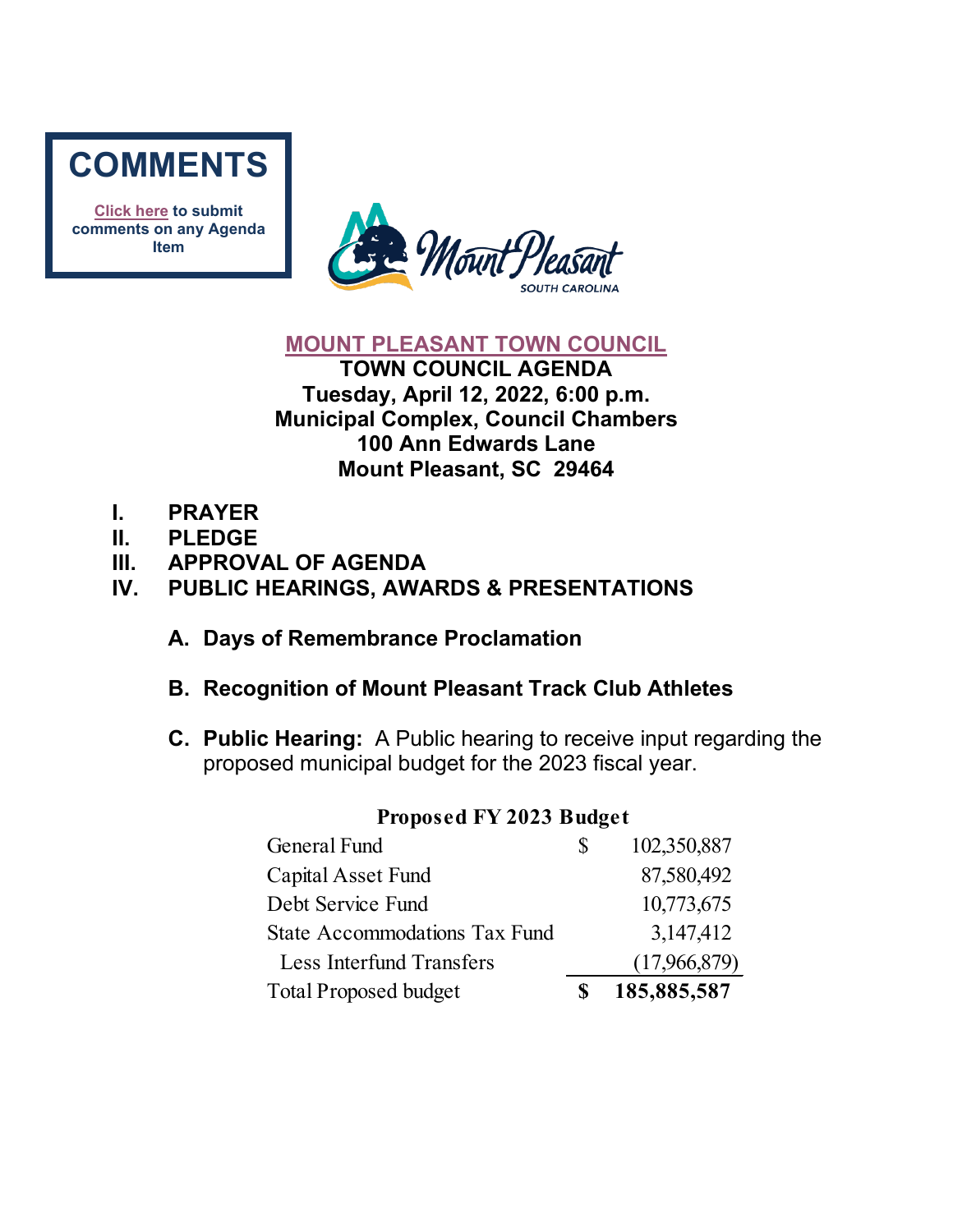**COMMENTS**

**Click here to submit comments on any Agenda Item**

# MOUNT PLEASANT TOWN COUNCIL

**TOWN COUNCIL AGENDA**
**Tuesday, April 12, 2022, 6:00 p.m.**
**Municipal Complex, Council Chambers**
**100 Ann Edwards Lane**
**Mount Pleasant, SC 29464**

## I. PRAYER

## II. PLEDGE

## III. APPROVAL OF AGENDA

## IV. PUBLIC HEARINGS, AWARDS & PRESENTATIONS

**A. Days of Remembrance Proclamation**

**B. Recognition of Mount Pleasant Track Club Athletes**

**C. Public Hearing:** A Public hearing to receive input regarding the proposed municipal budget for the 2023 fiscal year.

**Proposed FY 2023 Budget**

| | | |
|---|---|---|
| General Fund | $ | 102,350,887 |
| Capital Asset Fund | | 87,580,492 |
| Debt Service Fund | | 10,773,675 |
| State Accommodations Tax Fund | | 3,147,412 |
| Less Interfund Transfers | | (17,966,879) |
| Total Proposed budget | **$** | **185,885,587** |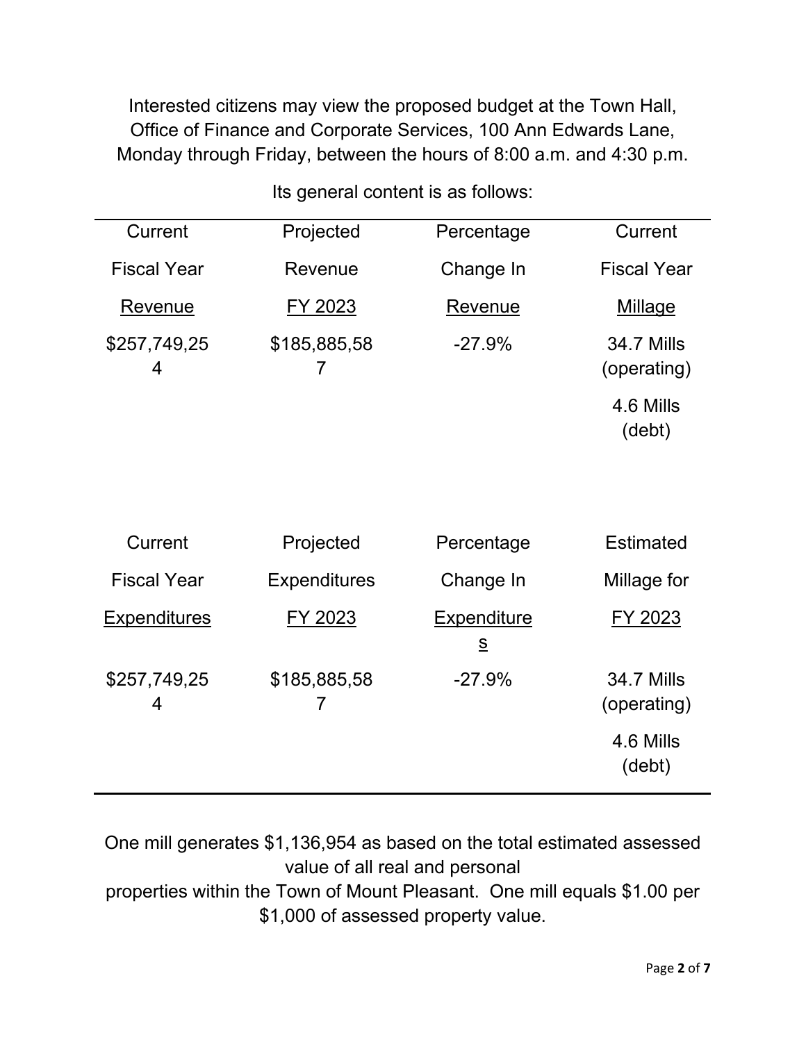Interested citizens may view the proposed budget at the Town Hall, Office of Finance and Corporate Services, 100 Ann Edwards Lane, Monday through Friday, between the hours of 8:00 a.m. and 4:30 p.m.

Its general content is as follows:

| Current Fiscal Year Revenue | Projected Revenue FY 2023 | Percentage Change In Revenue | Current Fiscal Year Millage |
|---|---|---|---|
| $257,749,254 | $185,885,587 | -27.9% | 34.7 Mills (operating)<br>4.6 Mills (debt) |

| Current Fiscal Year Expenditures | Projected Expenditures FY 2023 | Percentage Change In Expenditures | Estimated Millage for FY 2023 |
|---|---|---|---|
| $257,749,254 | $185,885,587 | -27.9% | 34.7 Mills (operating)<br>4.6 Mills (debt) |

One mill generates $1,136,954 as based on the total estimated assessed value of all real and personal properties within the Town of Mount Pleasant. One mill equals $1.00 per $1,000 of assessed property value.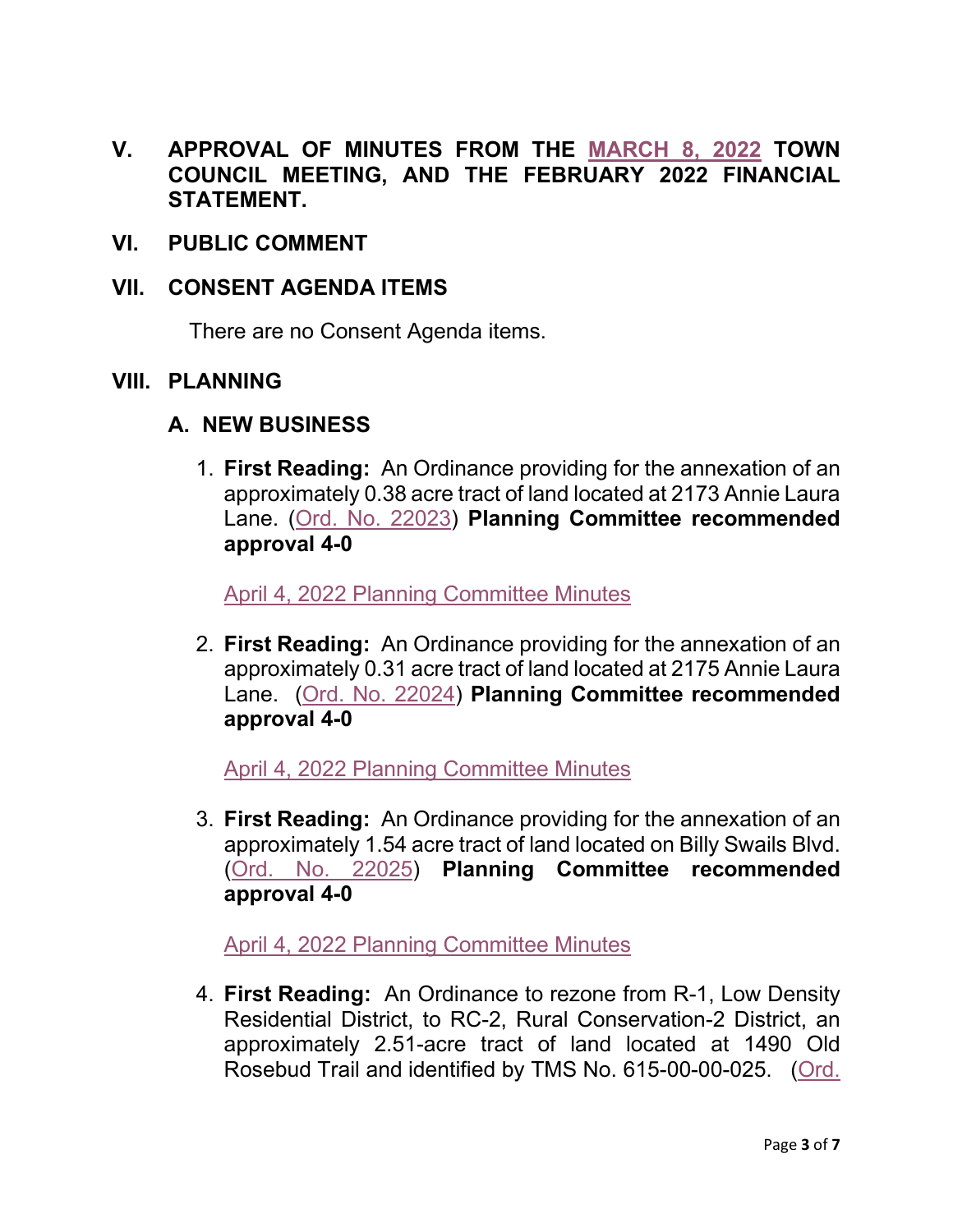## V. APPROVAL OF MINUTES FROM THE MARCH 8, 2022 TOWN COUNCIL MEETING, AND THE FEBRUARY 2022 FINANCIAL STATEMENT.

## VI. PUBLIC COMMENT

## VII. CONSENT AGENDA ITEMS

There are no Consent Agenda items.

## VIII. PLANNING

### A. NEW BUSINESS

1. **First Reading:** An Ordinance providing for the annexation of an approximately 0.38 acre tract of land located at 2173 Annie Laura Lane. (Ord. No. 22023) **Planning Committee recommended approval 4-0**

   April 4, 2022 Planning Committee Minutes

2. **First Reading:** An Ordinance providing for the annexation of an approximately 0.31 acre tract of land located at 2175 Annie Laura Lane. (Ord. No. 22024) **Planning Committee recommended approval 4-0**

   April 4, 2022 Planning Committee Minutes

3. **First Reading:** An Ordinance providing for the annexation of an approximately 1.54 acre tract of land located on Billy Swails Blvd. (Ord. No. 22025) **Planning Committee recommended approval 4-0**

   April 4, 2022 Planning Committee Minutes

4. **First Reading:** An Ordinance to rezone from R-1, Low Density Residential District, to RC-2, Rural Conservation-2 District, an approximately 2.51-acre tract of land located at 1490 Old Rosebud Trail and identified by TMS No. 615-00-00-025. (Ord.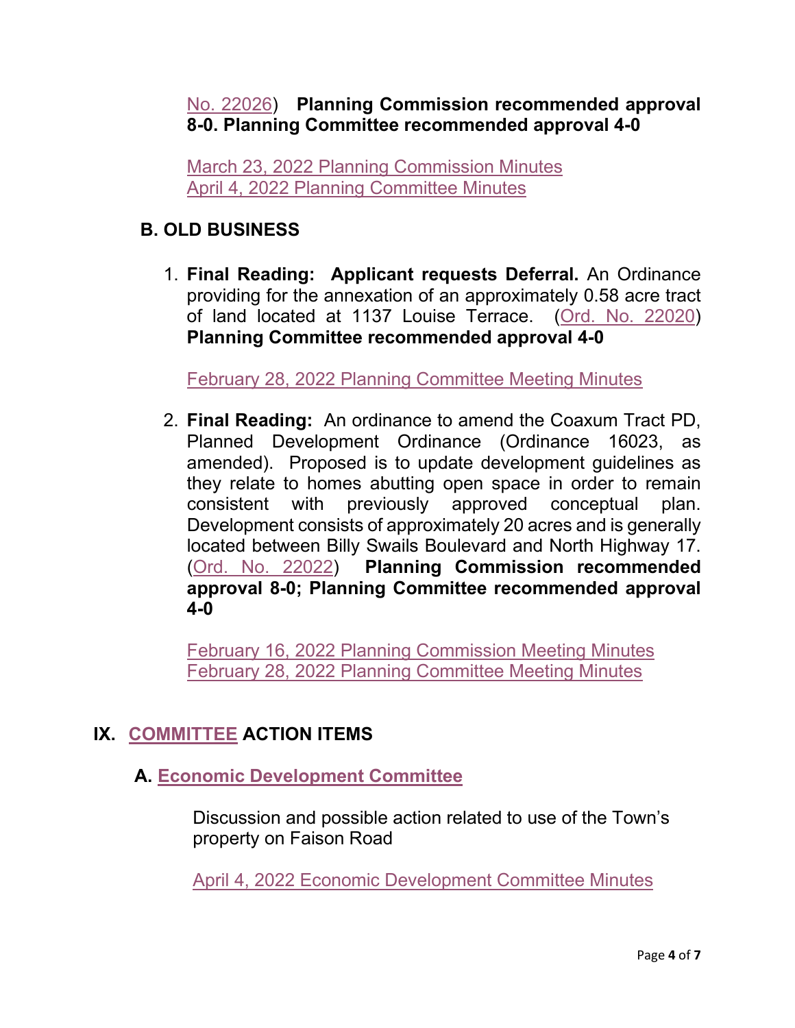No. 22026) **Planning Commission recommended approval 8-0. Planning Committee recommended approval 4-0**

March 23, 2022 Planning Commission Minutes
April 4, 2022 Planning Committee Minutes

## B. OLD BUSINESS

1. **Final Reading: Applicant requests Deferral.** An Ordinance providing for the annexation of an approximately 0.58 acre tract of land located at 1137 Louise Terrace. (Ord. No. 22020) **Planning Committee recommended approval 4-0**

   February 28, 2022 Planning Committee Meeting Minutes

2. **Final Reading:** An ordinance to amend the Coaxum Tract PD, Planned Development Ordinance (Ordinance 16023, as amended). Proposed is to update development guidelines as they relate to homes abutting open space in order to remain consistent with previously approved conceptual plan. Development consists of approximately 20 acres and is generally located between Billy Swails Boulevard and North Highway 17. (Ord. No. 22022) **Planning Commission recommended approval 8-0; Planning Committee recommended approval 4-0**

   February 16, 2022 Planning Commission Meeting Minutes
   February 28, 2022 Planning Committee Meeting Minutes

# IX. COMMITTEE ACTION ITEMS

## A. Economic Development Committee

Discussion and possible action related to use of the Town's property on Faison Road

April 4, 2022 Economic Development Committee Minutes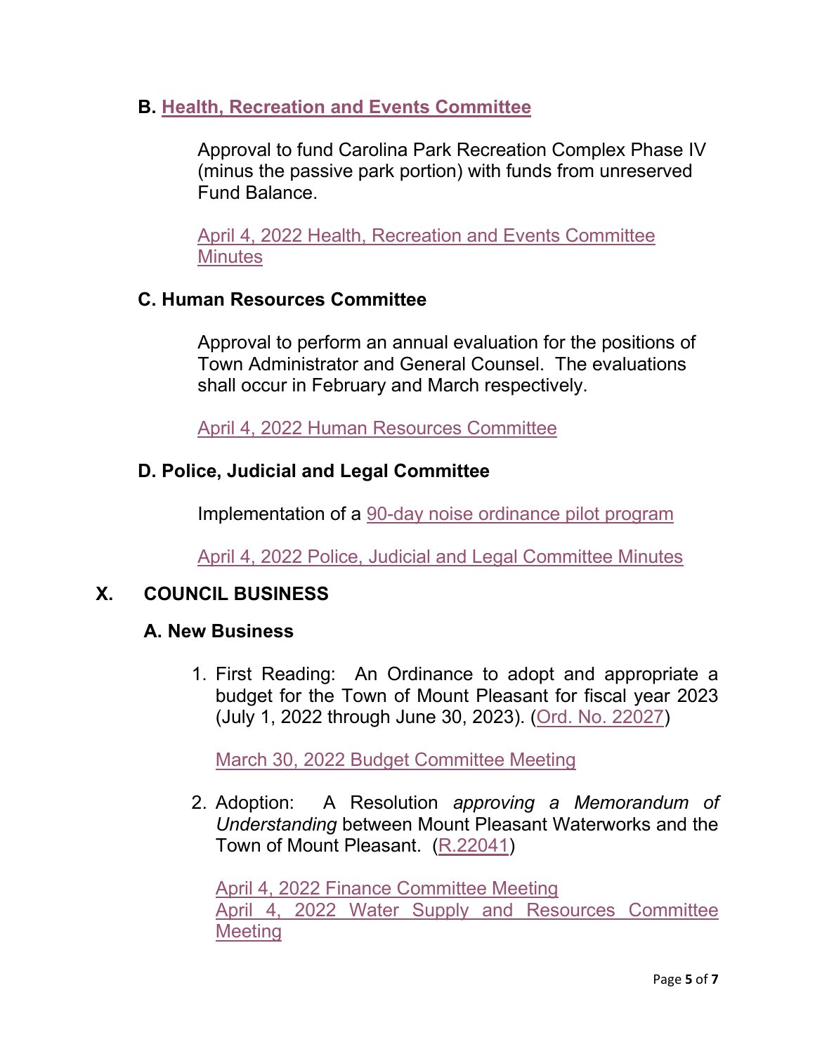### B. Health, Recreation and Events Committee

Approval to fund Carolina Park Recreation Complex Phase IV (minus the passive park portion) with funds from unreserved Fund Balance.

April 4, 2022 Health, Recreation and Events Committee Minutes

### C. Human Resources Committee

Approval to perform an annual evaluation for the positions of Town Administrator and General Counsel. The evaluations shall occur in February and March respectively.

April 4, 2022 Human Resources Committee

### D. Police, Judicial and Legal Committee

Implementation of a 90-day noise ordinance pilot program

April 4, 2022 Police, Judicial and Legal Committee Minutes

## X. COUNCIL BUSINESS

### A. New Business

1. First Reading: An Ordinance to adopt and appropriate a budget for the Town of Mount Pleasant for fiscal year 2023 (July 1, 2022 through June 30, 2023). (Ord. No. 22027)

   March 30, 2022 Budget Committee Meeting

2. Adoption: A Resolution *approving a Memorandum of Understanding* between Mount Pleasant Waterworks and the Town of Mount Pleasant. (R.22041)

   April 4, 2022 Finance Committee Meeting
   April 4, 2022 Water Supply and Resources Committee Meeting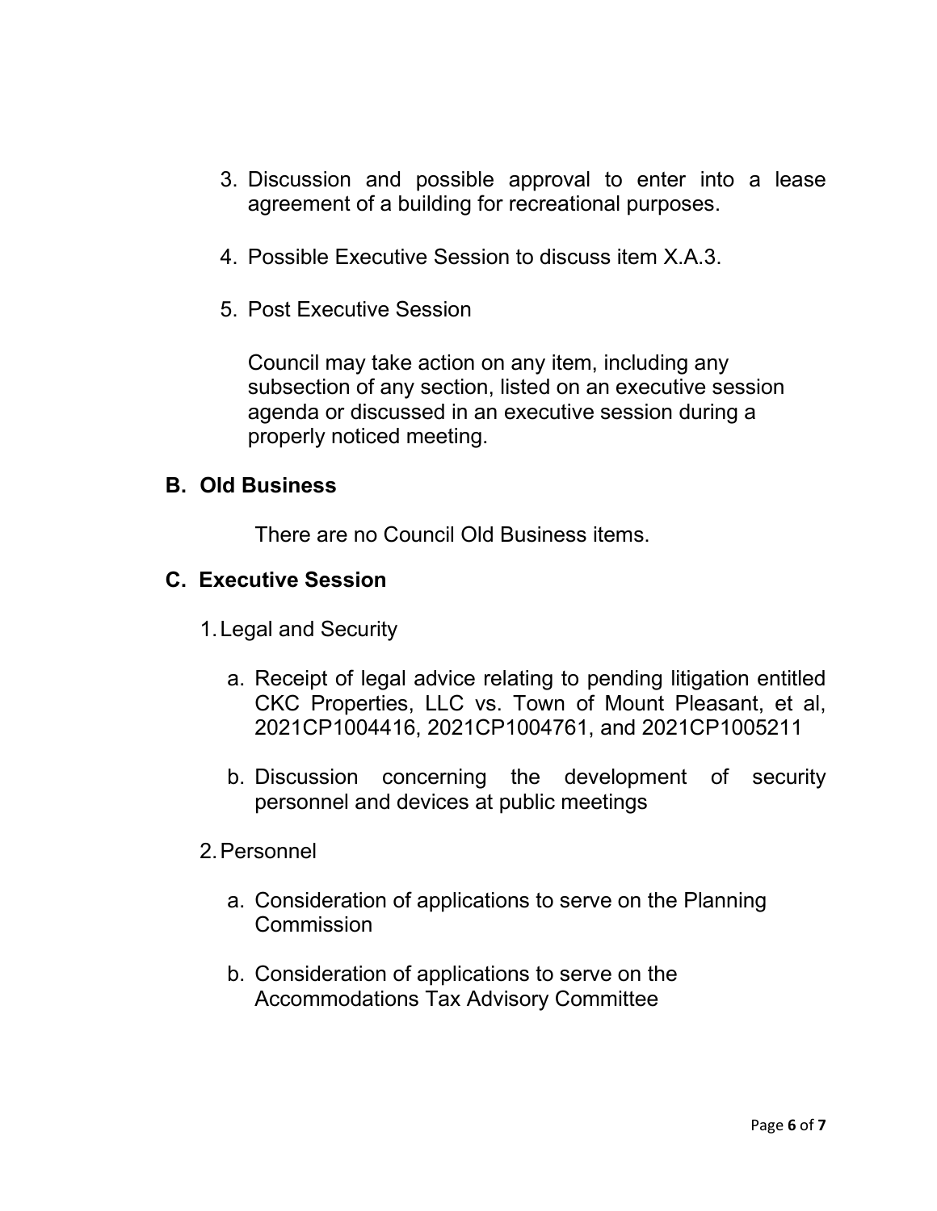3. Discussion and possible approval to enter into a lease agreement of a building for recreational purposes.

4. Possible Executive Session to discuss item X.A.3.

5. Post Executive Session

   Council may take action on any item, including any subsection of any section, listed on an executive session agenda or discussed in an executive session during a properly noticed meeting.

### B. Old Business

There are no Council Old Business items.

### C. Executive Session

1. Legal and Security

   a. Receipt of legal advice relating to pending litigation entitled CKC Properties, LLC vs. Town of Mount Pleasant, et al, 2021CP1004416, 2021CP1004761, and 2021CP1005211

   b. Discussion concerning the development of security personnel and devices at public meetings

2. Personnel

   a. Consideration of applications to serve on the Planning Commission

   b. Consideration of applications to serve on the Accommodations Tax Advisory Committee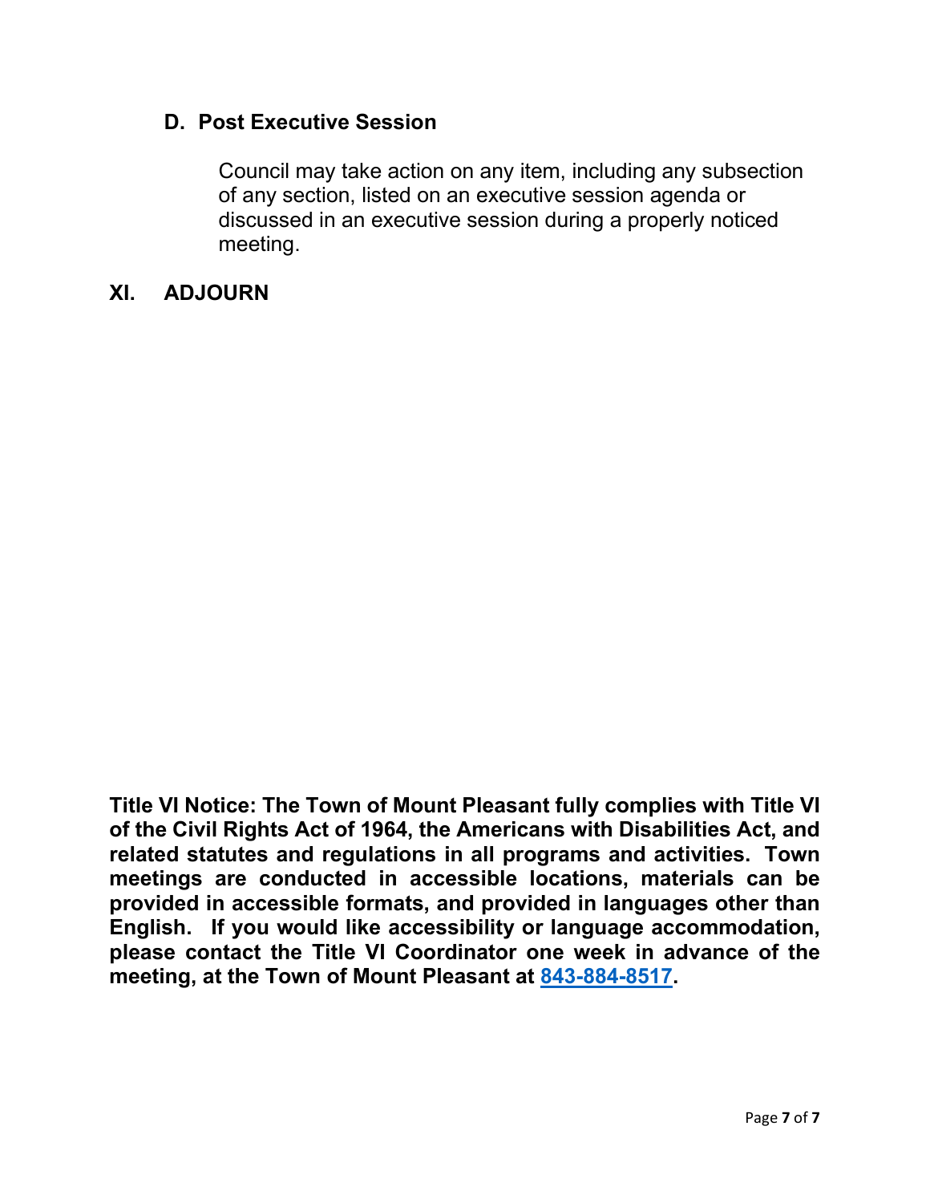### D. Post Executive Session

Council may take action on any item, including any subsection of any section, listed on an executive session agenda or discussed in an executive session during a properly noticed meeting.

## XI. ADJOURN

**Title VI Notice: The Town of Mount Pleasant fully complies with Title VI of the Civil Rights Act of 1964, the Americans with Disabilities Act, and related statutes and regulations in all programs and activities. Town meetings are conducted in accessible locations, materials can be provided in accessible formats, and provided in languages other than English. If you would like accessibility or language accommodation, please contact the Title VI Coordinator one week in advance of the meeting, at the Town of Mount Pleasant at 843-884-8517.**